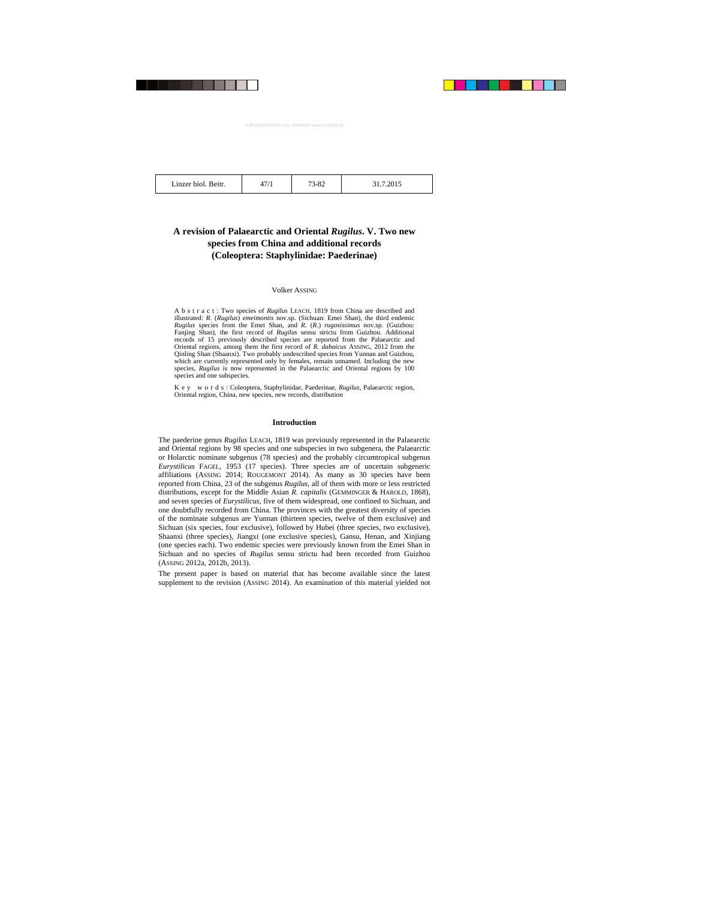# A revision of Palaearctic and Oriental *Rugilus*. V. Two new species from China and additional records (Coleoptera: Staphylinidae: Paederinae)

Volker ASSING

A b s t r a c t : Two species of *Rugilus* LEACH, 1819 from China are described and illustrated: *R.* (*Rugilus*) *emeimontis* nov.sp. (Sichuan: Emei Shan), the third endemic *Rugilus* species from the Emei Shan, and *R.* (*R.*) *rugosissimus* nov.sp. (Guizhou: Fanjing Shan), the first record of *Rugilus* sensu strictu from Guizhou. Additional records of 15 previously described species are reported from the Palaearctic and Oriental regions, among them the first record of *R. dabaicus* ASSING, 2012 from the Qinling Shan (Shaanxi). Two probably undescribed species from Yunnan and Guizhou, which are currently represented only by females, remain unnamed. Including the new species, *Rugilus* is now represented in the Palaearctic and Oriental regions by 100 species and one subspecies.

K e y w o r d s : Coleoptera, Staphylinidae, Paederinae, *Rugilus*, Palaearctic region, Oriental region, China, new species, new records, distribution

## Introduction

The paederine genus *Rugilus* LEACH, 1819 was previously represented in the Palaearctic and Oriental regions by 98 species and one subspecies in two subgenera, the Palaearctic or Holarctic nominate subgenus (78 species) and the probably circumtropical subgenus *Eurystilicus* FAGEL, 1953 (17 species). Three species are of uncertain subgeneric affiliations (ASSING 2014; ROUGEMONT 2014). As many as 30 species have been reported from China, 23 of the subgenus *Rugilus*, all of them with more or less restricted distributions, except for the Middle Asian *R. capitalis* (GEMMINGER & HAROLD, 1868), and seven species of *Eurystilicus*, five of them widespread, one confined to Sichuan, and one doubtfully recorded from China. The provinces with the greatest diversity of species of the nominate subgenus are Yunnan (thirteen species, twelve of them exclusive) and Sichuan (six species, four exclusive), followed by Hubei (three species, two exclusive), Shaanxi (three species), Jiangxi (one exclusive species), Gansu, Henan, and Xinjiang (one species each). Two endemic species were previously known from the Emei Shan in Sichuan and no species of *Rugilus* sensu strictu had been recorded from Guizhou (ASSING 2012a, 2012b, 2013).

The present paper is based on material that has become available since the latest supplement to the revision (ASSING 2014). An examination of this material yielded not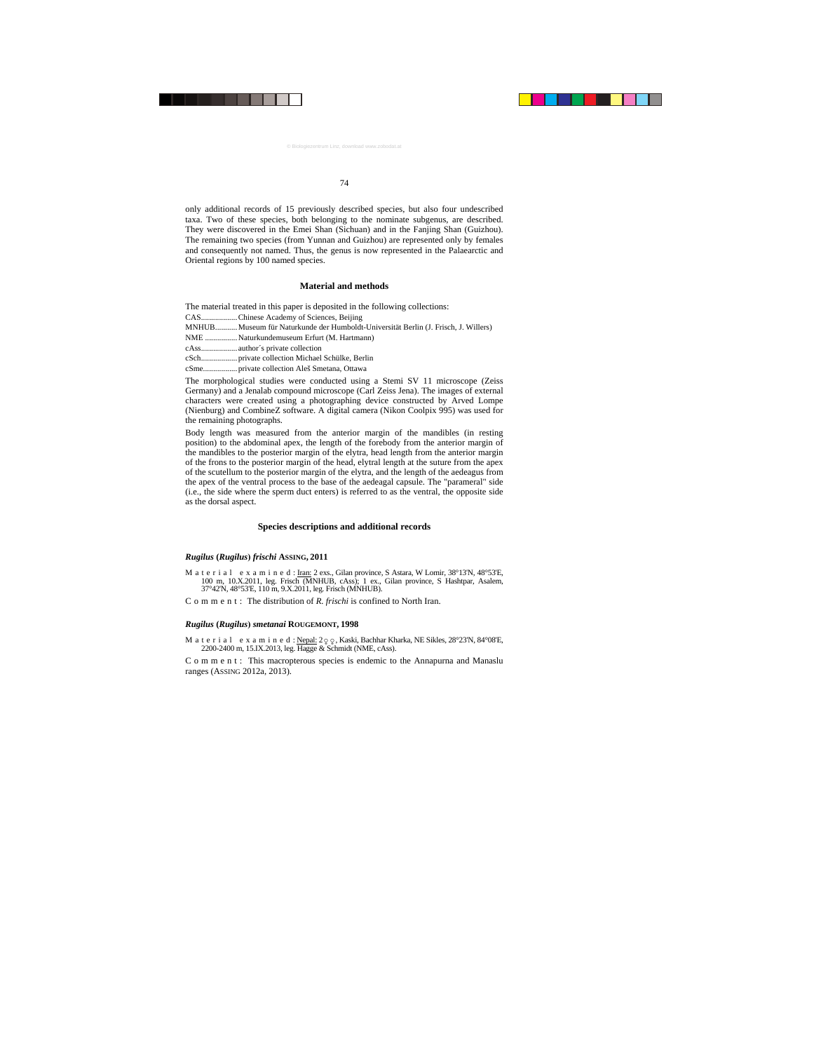only additional records of 15 previously described species, but also four undescribed taxa. Two of these species, both belonging to the nominate subgenus, are described. They were discovered in the Emei Shan (Sichuan) and in the Fanjing Shan (Guizhou). The remaining two species (from Yunnan and Guizhou) are represented only by females and consequently not named. Thus, the genus is now represented in the Palaearctic and Oriental regions by 100 named species.

## Material and methods

The material treated in this paper is deposited in the following collections:

CAS.................. Chinese Academy of Sciences, Beijing
MNHUB........... Museum für Naturkunde der Humboldt-Universität Berlin (J. Frisch, J. Willers)
NME ................ Naturkundemuseum Erfurt (M. Hartmann)
cAss.................. author´s private collection
cSch.................. private collection Michael Schülke, Berlin
cSme................. private collection Aleš Smetana, Ottawa

The morphological studies were conducted using a Stemi SV 11 microscope (Zeiss Germany) and a Jenalab compound microscope (Carl Zeiss Jena). The images of external characters were created using a photographing device constructed by Arved Lompe (Nienburg) and CombineZ software. A digital camera (Nikon Coolpix 995) was used for the remaining photographs.

Body length was measured from the anterior margin of the mandibles (in resting position) to the abdominal apex, the length of the forebody from the anterior margin of the mandibles to the posterior margin of the elytra, head length from the anterior margin of the frons to the posterior margin of the head, elytral length at the suture from the apex of the scutellum to the posterior margin of the elytra, and the length of the aedeagus from the apex of the ventral process to the base of the aedeagal capsule. The "parameral" side (i.e., the side where the sperm duct enters) is referred to as the ventral, the opposite side as the dorsal aspect.

## Species descriptions and additional records

### *Rugilus* (*Rugilus*) *frischi* ASSING, 2011

Material examined: Iran: 2 exs., Gilan province, S Astara, W Lomir, 38°13'N, 48°53'E, 100 m, 10.X.2011, leg. Frisch (MNHUB, cAss); 1 ex., Gilan province, S Hashtpar, Asalem, 37°42'N, 48°53'E, 110 m, 9.X.2011, leg. Frisch (MNHUB).

Comment: The distribution of *R. frischi* is confined to North Iran.

### *Rugilus* (*Rugilus*) *smetanai* ROUGEMONT, 1998

Material examined: Nepal: 2♀♀, Kaski, Bachhar Kharka, NE Sikles, 28°23'N, 84°08'E, 2200-2400 m, 15.IX.2013, leg. Hagge & Schmidt (NME, cAss).

Comment: This macropterous species is endemic to the Annapurna and Manaslu ranges (ASSING 2012a, 2013).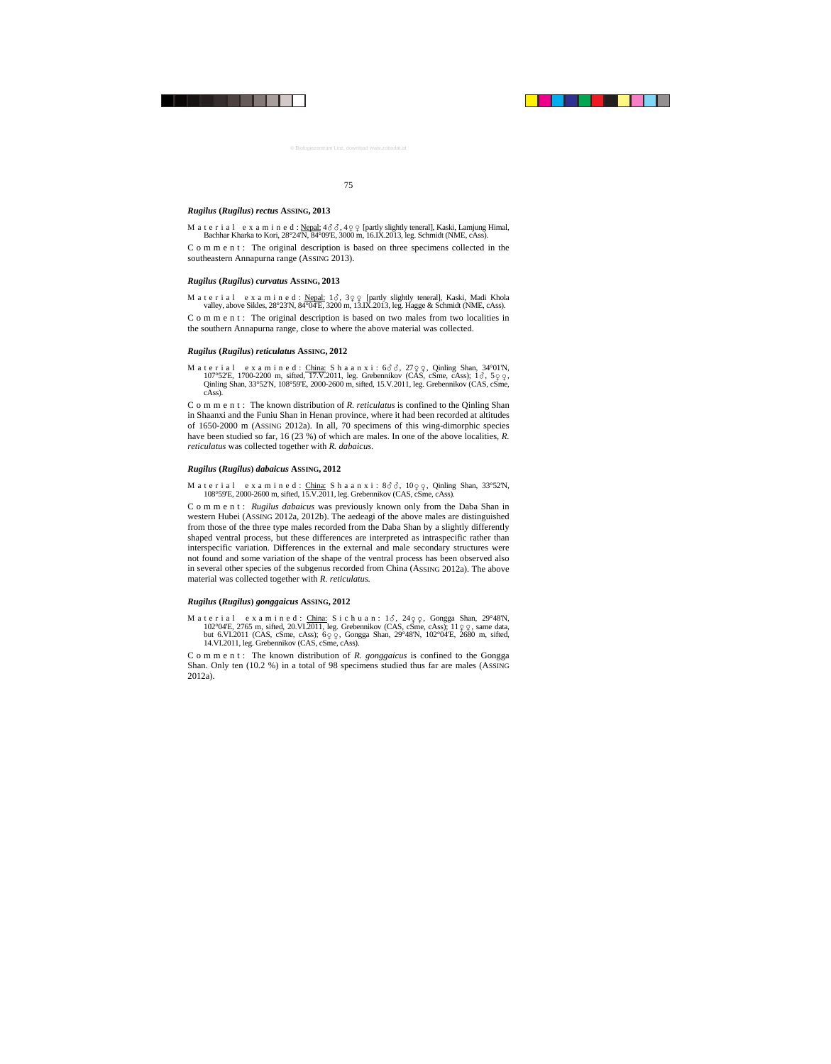### *Rugilus* (*Rugilus*) *rectus* ASSING, 2013

M a t e r i a l e x a m i n e d : Nepal: 4♂♂, 4♀♀ [partly slightly teneral], Kaski, Lamjung Himal, Bachhar Kharka to Kori, 28°24'N, 84°09'E, 3000 m, 16.IX.2013, leg. Schmidt (NME, cAss).

C o m m e n t : The original description is based on three specimens collected in the southeastern Annapurna range (ASSING 2013).

### *Rugilus* (*Rugilus*) *curvatus* ASSING, 2013

M a t e r i a l e x a m i n e d : Nepal: 1♂, 3♀♀ [partly slightly teneral], Kaski, Madi Khola valley, above Sikles, 28°23'N, 84°04'E, 3200 m, 13.IX.2013, leg. Hagge & Schmidt (NME, cAss).

C o m m e n t : The original description is based on two males from two localities in the southern Annapurna range, close to where the above material was collected.

### *Rugilus* (*Rugilus*) *reticulatus* ASSING, 2012

M a t e r i a l e x a m i n e d : China: S h a a n x i : 6♂♂, 27♀♀, Qinling Shan, 34°01'N, 107°52'E, 1700-2200 m, sifted, 17.V.2011, leg. Grebennikov (CAS, cSme, cAss); 1♂, 5♀♀, Qinling Shan, 33°52'N, 108°59'E, 2000-2600 m, sifted, 15.V.2011, leg. Grebennikov (CAS, cSme, cAss).

C o m m e n t : The known distribution of *R. reticulatus* is confined to the Qinling Shan in Shaanxi and the Funiu Shan in Henan province, where it had been recorded at altitudes of 1650-2000 m (ASSING 2012a). In all, 70 specimens of this wing-dimorphic species have been studied so far, 16 (23 %) of which are males. In one of the above localities, *R. reticulatus* was collected together with *R. dabaicus*.

### *Rugilus* (*Rugilus*) *dabaicus* ASSING, 2012

M a t e r i a l e x a m i n e d : China: S h a a n x i : 8♂♂, 10♀♀, Qinling Shan, 33°52'N, 108°59'E, 2000-2600 m, sifted, 15.V.2011, leg. Grebennikov (CAS, cSme, cAss).

C o m m e n t : *Rugilus dabaicus* was previously known only from the Daba Shan in western Hubei (ASSING 2012a, 2012b). The aedeagi of the above males are distinguished from those of the three type males recorded from the Daba Shan by a slightly differently shaped ventral process, but these differences are interpreted as intraspecific rather than interspecific variation. Differences in the external and male secondary structures were not found and some variation of the shape of the ventral process has been observed also in several other species of the subgenus recorded from China (ASSING 2012a). The above material was collected together with *R. reticulatus.*

### *Rugilus* (*Rugilus*) *gonggaicus* ASSING, 2012

M a t e r i a l e x a m i n e d : China: S i c h u a n : 1♂, 24♀♀, Gongga Shan, 29°48'N, 102°04'E, 2765 m, sifted, 20.VI.2011, leg. Grebennikov (CAS, cSme, cAss); 11♀♀, same data, but 6.VI.2011 (CAS, cSme, cAss); 6♀♀, Gongga Shan, 29°48'N, 102°04'E, 2680 m, sifted, 14.VI.2011, leg. Grebennikov (CAS, cSme, cAss).

C o m m e n t : The known distribution of *R. gonggaicus* is confined to the Gongga Shan. Only ten (10.2 %) in a total of 98 specimens studied thus far are males (ASSING 2012a).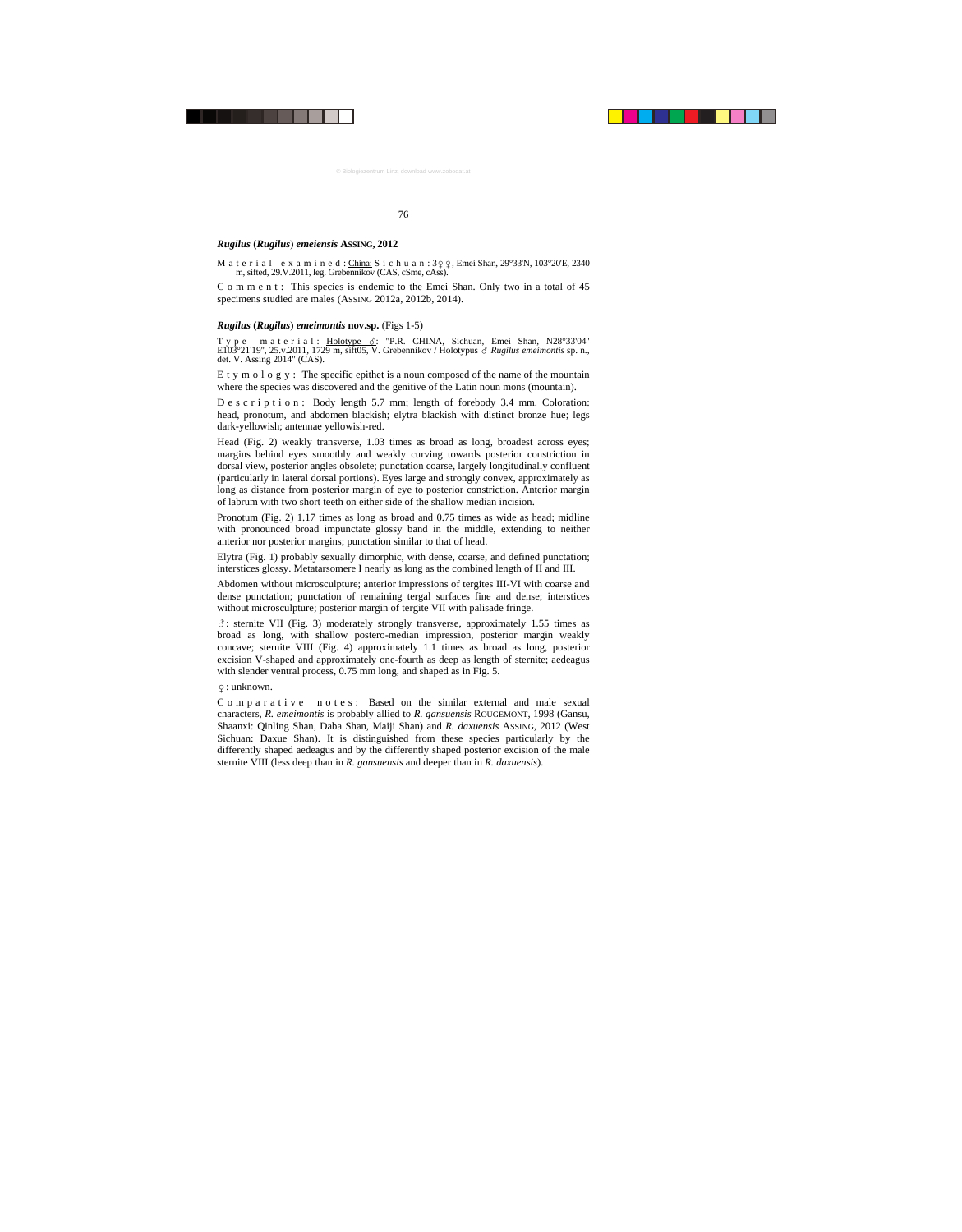### *Rugilus* (*Rugilus*) *emeiensis* ASSING, 2012

Material examined: China: Sichuan: 3♀♀, Emei Shan, 29°33'N, 103°20'E, 2340 m, sifted, 29.V.2011, leg. Grebennikov (CAS, cSme, cAss).

Comment: This species is endemic to the Emei Shan. Only two in a total of 45 specimens studied are males (ASSING 2012a, 2012b, 2014).

### *Rugilus* (*Rugilus*) *emeimontis* nov.sp. (Figs 1-5)

Type material: Holotype ♂: "P.R. CHINA, Sichuan, Emei Shan, N28°33'04" E103°21'19", 25.v.2011, 1729 m, sift05, V. Grebennikov / Holotypus ♂ *Rugilus emeimontis* sp. n., det. V. Assing 2014" (CAS).

Etymology: The specific epithet is a noun composed of the name of the mountain where the species was discovered and the genitive of the Latin noun mons (mountain).

Description: Body length 5.7 mm; length of forebody 3.4 mm. Coloration: head, pronotum, and abdomen blackish; elytra blackish with distinct bronze hue; legs dark-yellowish; antennae yellowish-red.

Head (Fig. 2) weakly transverse, 1.03 times as broad as long, broadest across eyes; margins behind eyes smoothly and weakly curving towards posterior constriction in dorsal view, posterior angles obsolete; punctation coarse, largely longitudinally confluent (particularly in lateral dorsal portions). Eyes large and strongly convex, approximately as long as distance from posterior margin of eye to posterior constriction. Anterior margin of labrum with two short teeth on either side of the shallow median incision.

Pronotum (Fig. 2) 1.17 times as long as broad and 0.75 times as wide as head; midline with pronounced broad impunctate glossy band in the middle, extending to neither anterior nor posterior margins; punctation similar to that of head.

Elytra (Fig. 1) probably sexually dimorphic, with dense, coarse, and defined punctation; interstices glossy. Metatarsomere I nearly as long as the combined length of II and III.

Abdomen without microsculpture; anterior impressions of tergites III-VI with coarse and dense punctation; punctation of remaining tergal surfaces fine and dense; interstices without microsculpture; posterior margin of tergite VII with palisade fringe.

♂: sternite VII (Fig. 3) moderately strongly transverse, approximately 1.55 times as broad as long, with shallow postero-median impression, posterior margin weakly concave; sternite VIII (Fig. 4) approximately 1.1 times as broad as long, posterior excision V-shaped and approximately one-fourth as deep as length of sternite; aedeagus with slender ventral process, 0.75 mm long, and shaped as in Fig. 5.

♀: unknown.

Comparative notes: Based on the similar external and male sexual characters, *R. emeimontis* is probably allied to *R. gansuensis* ROUGEMONT, 1998 (Gansu, Shaanxi: Qinling Shan, Daba Shan, Maiji Shan) and *R. daxuensis* ASSING, 2012 (West Sichuan: Daxue Shan). It is distinguished from these species particularly by the differently shaped aedeagus and by the differently shaped posterior excision of the male sternite VIII (less deep than in *R. gansuensis* and deeper than in *R. daxuensis*).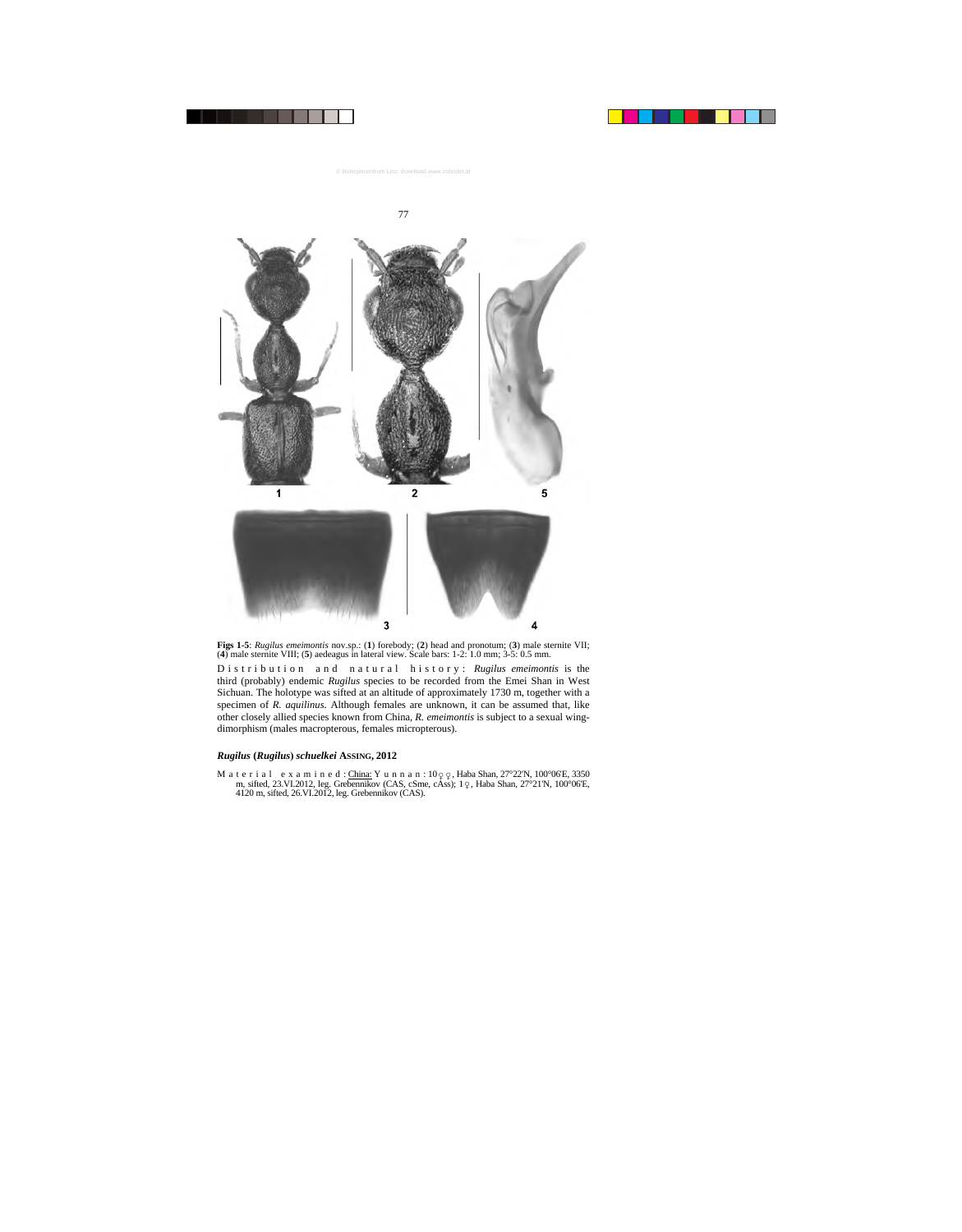**Figs 1-5**: *Rugilus emeimontis* nov.sp.: (**1**) forebody; (**2**) head and pronotum; (**3**) male sternite VII; (**4**) male sternite VIII; (**5**) aedeagus in lateral view. Scale bars: 1-2: 1.0 mm; 3-5: 0.5 mm.

Distribution and natural history: *Rugilus emeimontis* is the third (probably) endemic *Rugilus* species to be recorded from the Emei Shan in West Sichuan. The holotype was sifted at an altitude of approximately 1730 m, together with a specimen of *R. aquilinus*. Although females are unknown, it can be assumed that, like other closely allied species known from China, *R. emeimontis* is subject to a sexual wing-dimorphism (males macropterous, females micropterous).

### *Rugilus* (*Rugilus*) *schuelkei* ASSING, 2012

Material examined: China: Yunnan: 10♀♀, Haba Shan, 27°22'N, 100°06'E, 3350 m, sifted, 23.VI.2012, leg. Grebennikov (CAS, cSme, cAss); 1♀, Haba Shan, 27°21'N, 100°06'E, 4120 m, sifted, 26.VI.2012, leg. Grebennikov (CAS).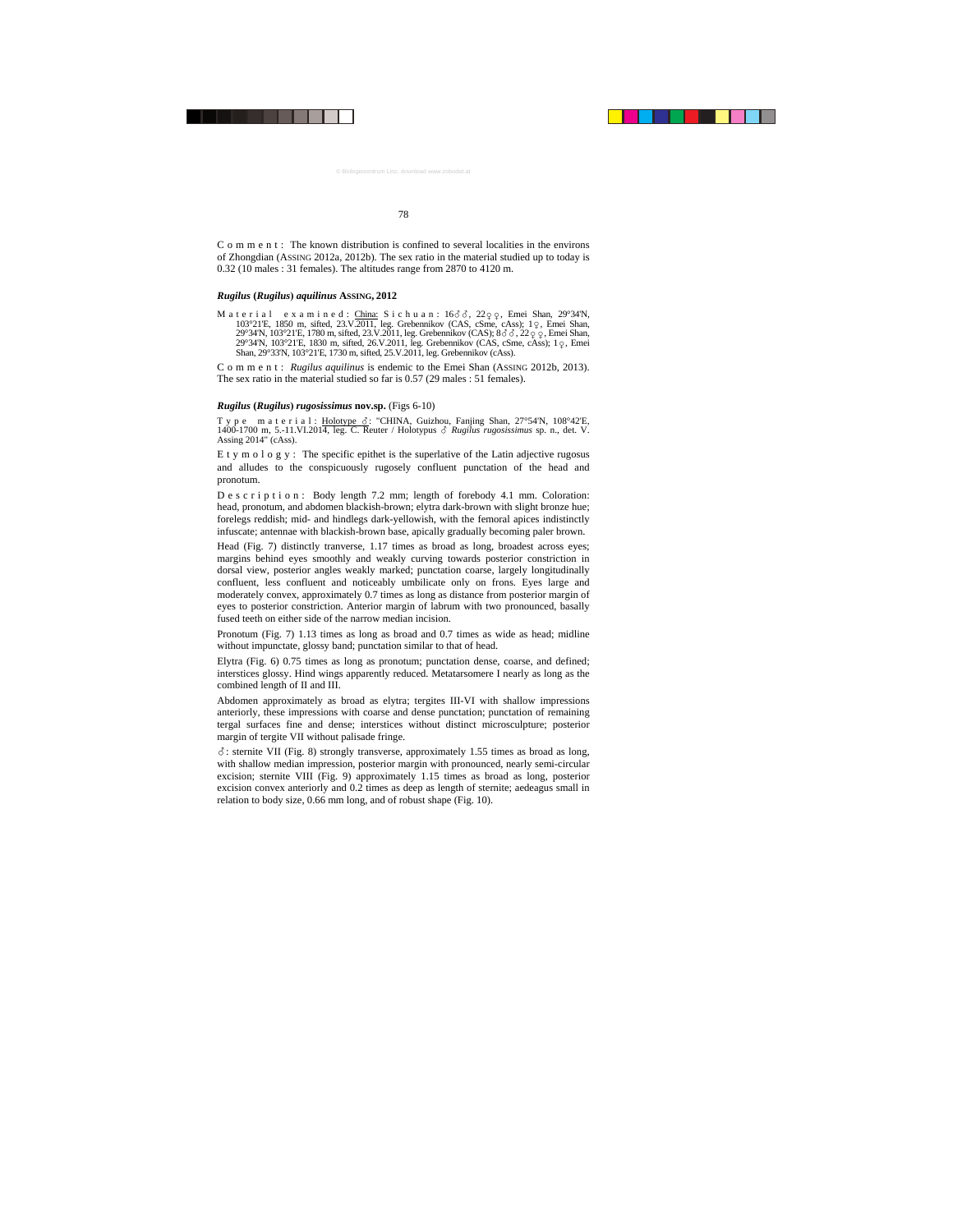C o m m e n t : The known distribution is confined to several localities in the environs of Zhongdian (ASSING 2012a, 2012b). The sex ratio in the material studied up to today is 0.32 (10 males : 31 females). The altitudes range from 2870 to 4120 m.

### *Rugilus* (*Rugilus*) *aquilinus* ASSING, 2012

M a t e r i a l e x a m i n e d : China: S i c h u a n : 16♂♂, 22♀♀, Emei Shan, 29°34'N, 103°21'E, 1850 m, sifted, 23.V.2011, leg. Grebennikov (CAS, cSme, cAss); 1♀, Emei Shan, 29°34'N, 103°21'E, 1780 m, sifted, 23.V.2011, leg. Grebennikov (CAS); 8♂♂, 22♀♀, Emei Shan, 29°34'N, 103°21'E, 1830 m, sifted, 26.V.2011, leg. Grebennikov (CAS, cSme, cAss); 1♀, Emei Shan, 29°33'N, 103°21'E, 1730 m, sifted, 25.V.2011, leg. Grebennikov (cAss).

C o m m e n t : *Rugilus aquilinus* is endemic to the Emei Shan (ASSING 2012b, 2013). The sex ratio in the material studied so far is 0.57 (29 males : 51 females).

### *Rugilus* (*Rugilus*) *rugosissimus* nov.sp. (Figs 6-10)

T y p e m a t e r i a l : Holotype ♂: "CHINA, Guizhou, Fanjing Shan, 27°54'N, 108°42'E, 1400-1700 m, 5.-11.VI.2014, leg. C. Reuter / Holotypus ♂ *Rugilus rugosissimus* sp. n., det. V. Assing 2014" (cAss).

E t y m o l o g y : The specific epithet is the superlative of the Latin adjective rugosus and alludes to the conspicuously rugosely confluent punctation of the head and pronotum.

D e s c r i p t i o n : Body length 7.2 mm; length of forebody 4.1 mm. Coloration: head, pronotum, and abdomen blackish-brown; elytra dark-brown with slight bronze hue; forelegs reddish; mid- and hindlegs dark-yellowish, with the femoral apices indistinctly infuscate; antennae with blackish-brown base, apically gradually becoming paler brown.

Head (Fig. 7) distinctly tranverse, 1.17 times as broad as long, broadest across eyes; margins behind eyes smoothly and weakly curving towards posterior constriction in dorsal view, posterior angles weakly marked; punctation coarse, largely longitudinally confluent, less confluent and noticeably umbilicate only on frons. Eyes large and moderately convex, approximately 0.7 times as long as distance from posterior margin of eyes to posterior constriction. Anterior margin of labrum with two pronounced, basally fused teeth on either side of the narrow median incision.

Pronotum (Fig. 7) 1.13 times as long as broad and 0.7 times as wide as head; midline without impunctate, glossy band; punctation similar to that of head.

Elytra (Fig. 6) 0.75 times as long as pronotum; punctation dense, coarse, and defined; interstices glossy. Hind wings apparently reduced. Metatarsomere I nearly as long as the combined length of II and III.

Abdomen approximately as broad as elytra; tergites III-VI with shallow impressions anteriorly, these impressions with coarse and dense punctation; punctation of remaining tergal surfaces fine and dense; interstices without distinct microsculpture; posterior margin of tergite VII without palisade fringe.

♂: sternite VII (Fig. 8) strongly transverse, approximately 1.55 times as broad as long, with shallow median impression, posterior margin with pronounced, nearly semi-circular excision; sternite VIII (Fig. 9) approximately 1.15 times as broad as long, posterior excision convex anteriorly and 0.2 times as deep as length of sternite; aedeagus small in relation to body size, 0.66 mm long, and of robust shape (Fig. 10).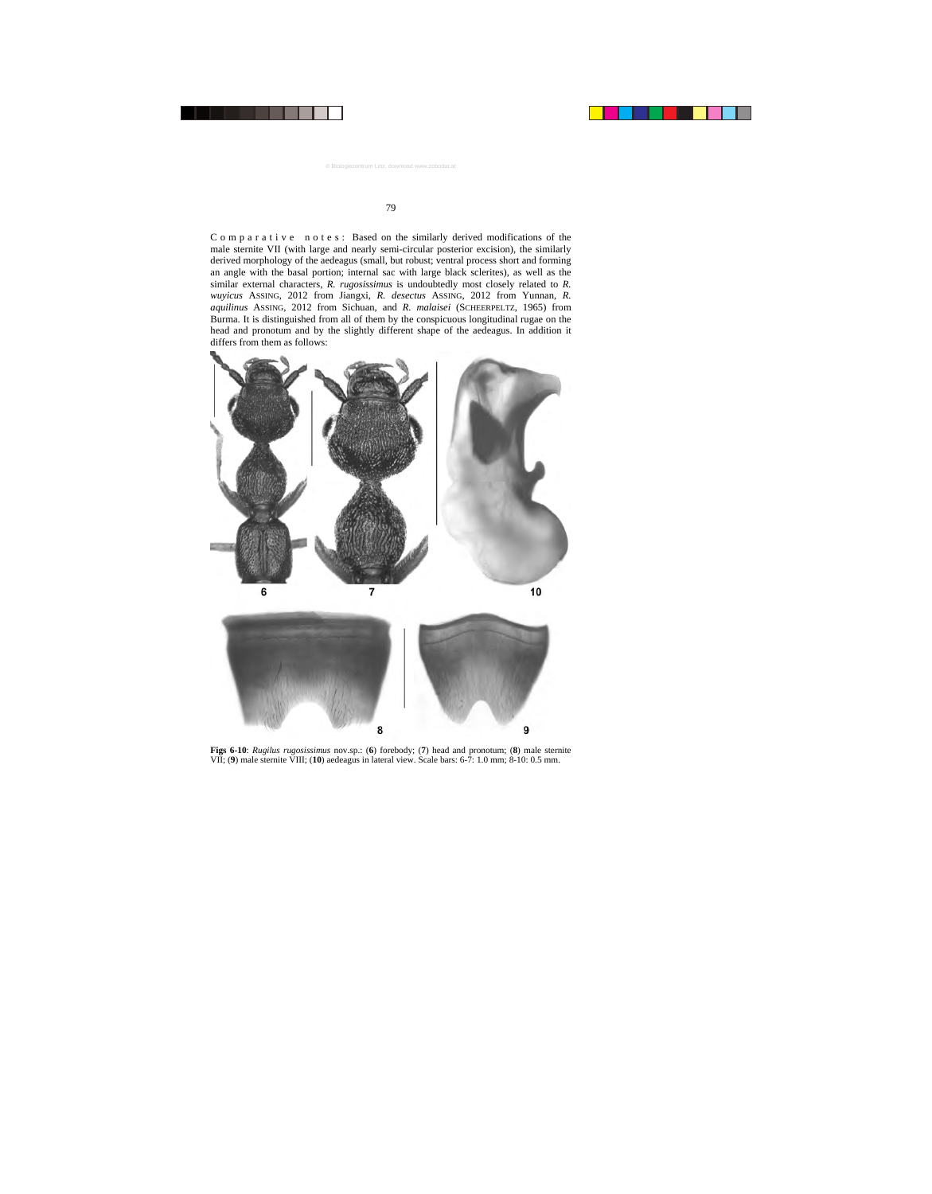Comparative notes: Based on the similarly derived modifications of the male sternite VII (with large and nearly semi-circular posterior excision), the similarly derived morphology of the aedeagus (small, but robust; ventral process short and forming an angle with the basal portion; internal sac with large black sclerites), as well as the similar external characters, *R. rugosissimus* is undoubtedly most closely related to *R. wuyicus* ASSING, 2012 from Jiangxi, *R. desectus* ASSING, 2012 from Yunnan, *R. aquilinus* ASSING, 2012 from Sichuan, and *R. malaisei* (SCHEERPELTZ, 1965) from Burma. It is distinguished from all of them by the conspicuous longitudinal rugae on the head and pronotum and by the slightly different shape of the aedeagus. In addition it differs from them as follows:

**Figs 6-10**: *Rugilus rugosissimus* nov.sp.: (**6**) forebody; (**7**) head and pronotum; (**8**) male sternite VII; (**9**) male sternite VIII; (**10**) aedeagus in lateral view. Scale bars: 6-7: 1.0 mm; 8-10: 0.5 mm.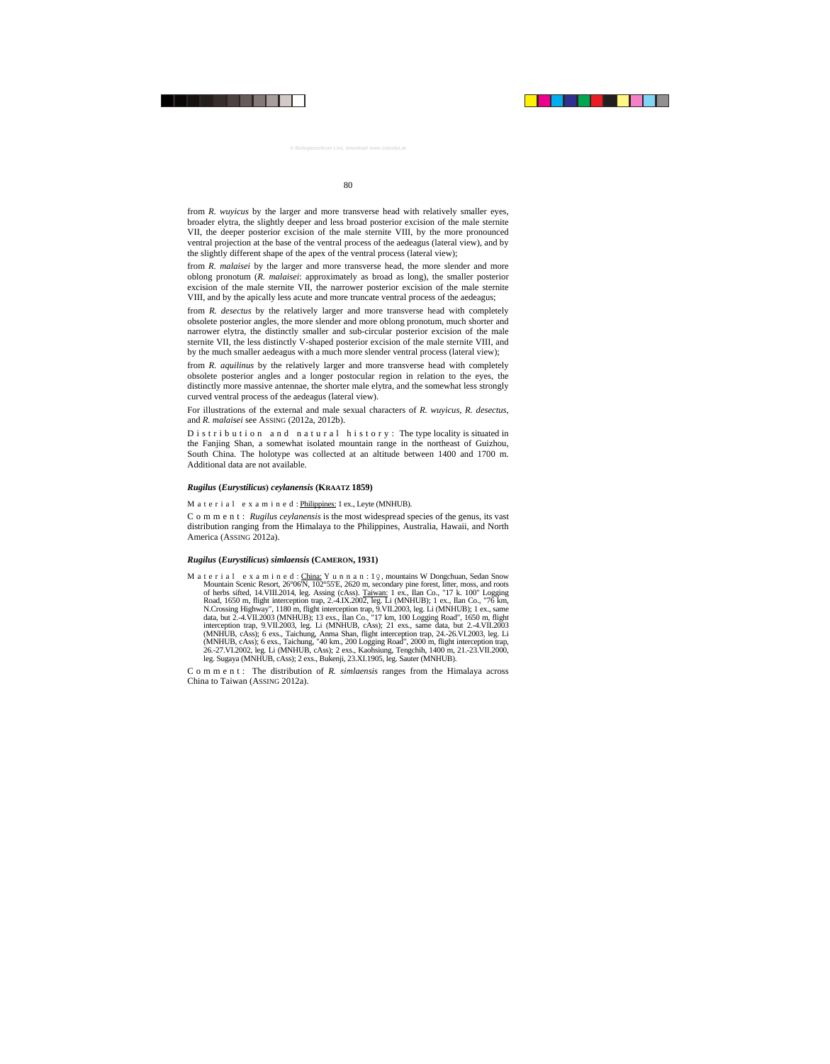from *R. wuyicus* by the larger and more transverse head with relatively smaller eyes, broader elytra, the slightly deeper and less broad posterior excision of the male sternite VII, the deeper posterior excision of the male sternite VIII, by the more pronounced ventral projection at the base of the ventral process of the aedeagus (lateral view), and by the slightly different shape of the apex of the ventral process (lateral view);

from *R. malaisei* by the larger and more transverse head, the more slender and more oblong pronotum (*R. malaisei*: approximately as broad as long), the smaller posterior excision of the male sternite VII, the narrower posterior excision of the male sternite VIII, and by the apically less acute and more truncate ventral process of the aedeagus;

from *R. desectus* by the relatively larger and more transverse head with completely obsolete posterior angles, the more slender and more oblong pronotum, much shorter and narrower elytra, the distinctly smaller and sub-circular posterior excision of the male sternite VII, the less distinctly V-shaped posterior excision of the male sternite VIII, and by the much smaller aedeagus with a much more slender ventral process (lateral view);

from *R. aquilinus* by the relatively larger and more transverse head with completely obsolete posterior angles and a longer postocular region in relation to the eyes, the distinctly more massive antennae, the shorter male elytra, and the somewhat less strongly curved ventral process of the aedeagus (lateral view).

For illustrations of the external and male sexual characters of *R. wuyicus*, *R. desectus*, and *R. malaisei* see ASSING (2012a, 2012b).

Distribution and natural history: The type locality is situated in the Fanjing Shan, a somewhat isolated mountain range in the northeast of Guizhou, South China. The holotype was collected at an altitude between 1400 and 1700 m. Additional data are not available.

### ***Rugilus* (*Eurystilicus*) *ceylanensis* (KRAATZ 1859)**

Material examined: Philippines: 1 ex., Leyte (MNHUB).

Comment: *Rugilus ceylanensis* is the most widespread species of the genus, its vast distribution ranging from the Himalaya to the Philippines, Australia, Hawaii, and North America (ASSING 2012a).

### ***Rugilus* (*Eurystilicus*) *simlaensis* (CAMERON, 1931)**

Material examined: China: Yunnan: 1♀, mountains W Dongchuan, Sedan Snow Mountain Scenic Resort, 26°06'N, 102°55'E, 2620 m, secondary pine forest, litter, moss, and roots of herbs sifted, 14.VIII.2014, leg. Assing (cAss). Taiwan: 1 ex., Ilan Co., "17 k. 100" Logging Road, 1650 m, flight interception trap, 2.-4.IX.2002, leg. Li (MNHUB); 1 ex., Ilan Co., "76 km, N.Crossing Highway", 1180 m, flight interception trap, 9.VII.2003, leg. Li (MNHUB); 1 ex., same data, but 2.-4.VII.2003 (MNHUB); 13 exs., Ilan Co., "17 km, 100 Logging Road", 1650 m, flight interception trap, 9.VII.2003, leg. Li (MNHUB, cAss); 21 exs., same data, but 2.-4.VII.2003 (MNHUB, cAss); 6 exs., Taichung, Anma Shan, flight interception trap, 24.-26.VI.2003, leg. Li (MNHUB, cAss); 6 exs., Taichung, "40 km., 200 Logging Road", 2000 m, flight interception trap, 26.-27.VI.2002, leg. Li (MNHUB, cAss); 2 exs., Kaohsiung, Tengchih, 1400 m, 21.-23.VII.2000, leg. Sugaya (MNHUB, cAss); 2 exs., Bukenji, 23.XI.1905, leg. Sauter (MNHUB).

Comment: The distribution of *R. simlaensis* ranges from the Himalaya across China to Taiwan (ASSING 2012a).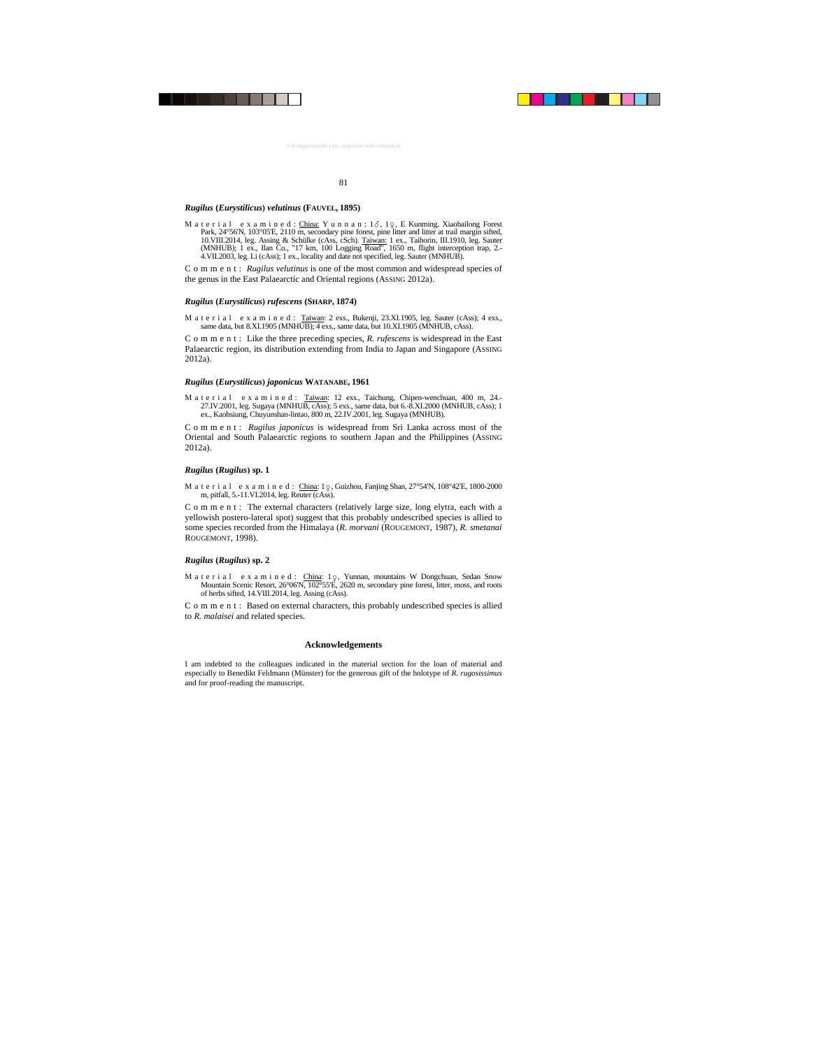### *Rugilus* (*Eurystilicus*) *velutinus* (FAUVEL, 1895)

Material examined: China: Yunnan: 1♂, 1♀, E Kunming, Xiaobailong Forest Park, 24°56'N, 103°05'E, 2110 m, secondary pine forest, pine litter and litter at trail margin sifted, 10.VIII.2014, leg. Assing & Schülke (cAss, cSch). Taiwan: 1 ex., Taihorin, III.1910, leg. Sauter (MNHUB); 1 ex., Ilan Co., "17 km, 100 Logging Road", 1650 m, flight interception trap, 2.-4.VII.2003, leg. Li (cAss); 1 ex., locality and date not specified, leg. Sauter (MNHUB).

Comment: *Rugilus velutinus* is one of the most common and widespread species of the genus in the East Palaearctic and Oriental regions (ASSING 2012a).

### *Rugilus* (*Eurystilicus*) *rufescens* (SHARP, 1874)

Material examined: Taiwan: 2 exs., Bukenji, 23.XI.1905, leg. Sauter (cAss); 4 exs., same data, but 8.XI.1905 (MNHUB); 4 exs., same data, but 10.XI.1905 (MNHUB, cAss).

Comment: Like the three preceding species, *R. rufescens* is widespread in the East Palaearctic region, its distribution extending from India to Japan and Singapore (ASSING 2012a).

### *Rugilus* (*Eurystilicus*) *japonicus* WATANABE, 1961

Material examined: Taiwan: 12 exs., Taichung, Chipen-wenchuan, 400 m, 24.-27.IV.2001, leg. Sugaya (MNHUB, cAss); 5 exs., same data, but 6.-8.XI.2000 (MNHUB, cAss); 1 ex., Kaohsiung, Chuyunshan-lintao, 800 m, 22.IV.2001, leg. Sugaya (MNHUB).

Comment: *Rugilus japonicus* is widespread from Sri Lanka across most of the Oriental and South Palaearctic regions to southern Japan and the Philippines (ASSING 2012a).

### *Rugilus* (*Rugilus*) sp. 1

Material examined: China: 1♀, Guizhou, Fanjing Shan, 27°54'N, 108°42'E, 1800-2000 m, pitfall, 5.-11.VI.2014, leg. Reuter (cAss).

Comment: The external characters (relatively large size, long elytra, each with a yellowish postero-lateral spot) suggest that this probably undescribed species is allied to some species recorded from the Himalaya (*R. morvani* (ROUGEMONT, 1987), *R. smetanai* ROUGEMONT, 1998).

### *Rugilus* (*Rugilus*) sp. 2

Material examined: China: 1♀, Yunnan, mountains W Dongchuan, Sedan Snow Mountain Scenic Resort, 26°06'N, 102°55'E, 2620 m, secondary pine forest, litter, moss, and roots of herbs sifted, 14.VIII.2014, leg. Assing (cAss).

Comment: Based on external characters, this probably undescribed species is allied to *R. malaisei* and related species.

## Acknowledgements

I am indebted to the colleagues indicated in the material section for the loan of material and especially to Benedikt Feldmann (Münster) for the generous gift of the holotype of *R. rugosissimus* and for proof-reading the manuscript.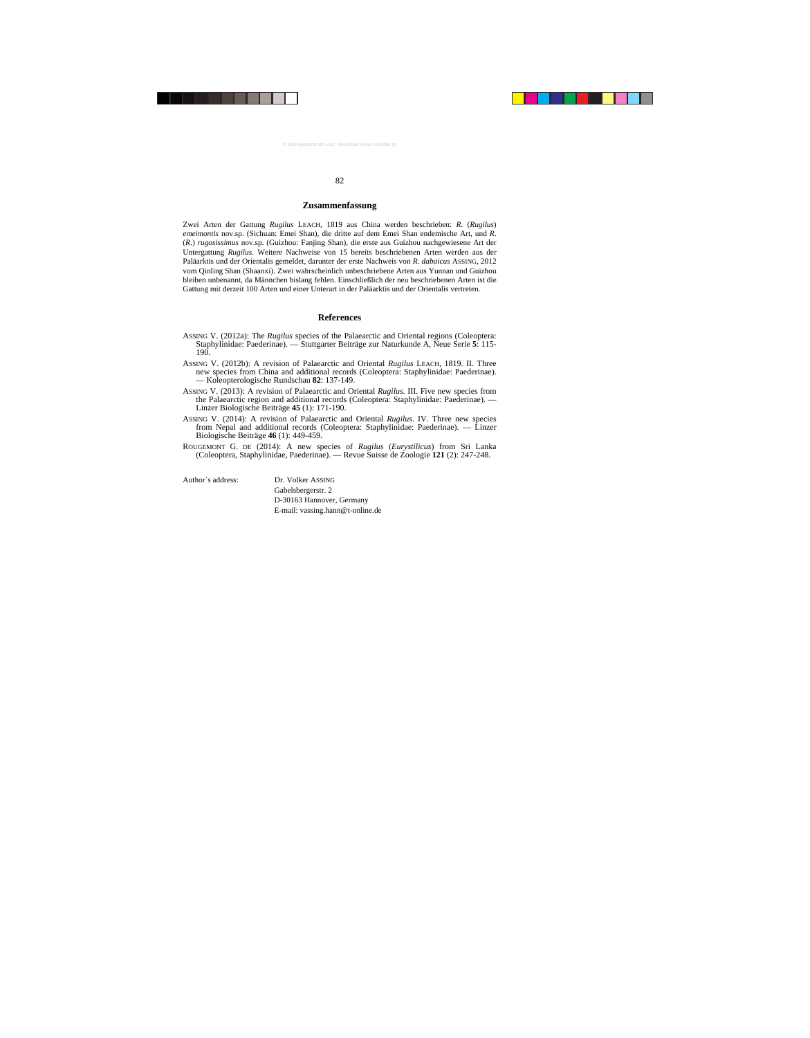## Zusammenfassung

Zwei Arten der Gattung *Rugilus* LEACH, 1819 aus China werden beschrieben: *R.* (*Rugilus*) *emeimontis* nov.sp. (Sichuan: Emei Shan), die dritte auf dem Emei Shan endemische Art, und *R.* (*R.*) *rugosissimus* nov.sp. (Guizhou: Fanjing Shan), die erste aus Guizhou nachgewiesene Art der Untergattung *Rugilus*. Weitere Nachweise von 15 bereits beschriebenen Arten werden aus der Paläarktis und der Orientalis gemeldet, darunter der erste Nachweis von *R. dabaicus* ASSING, 2012 vom Qinling Shan (Shaanxi). Zwei wahrscheinlich unbeschriebene Arten aus Yunnan und Guizhou bleiben unbenannt, da Männchen bislang fehlen. Einschließlich der neu beschriebenen Arten ist die Gattung mit derzeit 100 Arten und einer Unterart in der Paläarktis und der Orientalis vertreten.

## References

ASSING V. (2012a): The *Rugilus* species of the Palaearctic and Oriental regions (Coleoptera: Staphylinidae: Paederinae). — Stuttgarter Beiträge zur Naturkunde A, Neue Serie **5**: 115-190.

ASSING V. (2012b): A revision of Palaearctic and Oriental *Rugilus* LEACH, 1819. II. Three new species from China and additional records (Coleoptera: Staphylinidae: Paederinae). — Koleopterologische Rundschau **82**: 137-149.

ASSING V. (2013): A revision of Palaearctic and Oriental *Rugilus*. III. Five new species from the Palaearctic region and additional records (Coleoptera: Staphylinidae: Paederinae). — Linzer Biologische Beiträge **45** (1): 171-190.

ASSING V. (2014): A revision of Palaearctic and Oriental *Rugilus*. IV. Three new species from Nepal and additional records (Coleoptera: Staphylinidae: Paederinae). — Linzer Biologische Beiträge **46** (1): 449-459.

ROUGEMONT G. DE (2014): A new species of *Rugilus* (*Eurystilicus*) from Sri Lanka (Coleoptera, Staphylinidae, Paederinae). — Revue Suisse de Zoologie **121** (2): 247-248.

Author´s address: Dr. Volker ASSING
Gabelsbergerstr. 2
D-30163 Hannover, Germany
E-mail: vassing.hann@t-online.de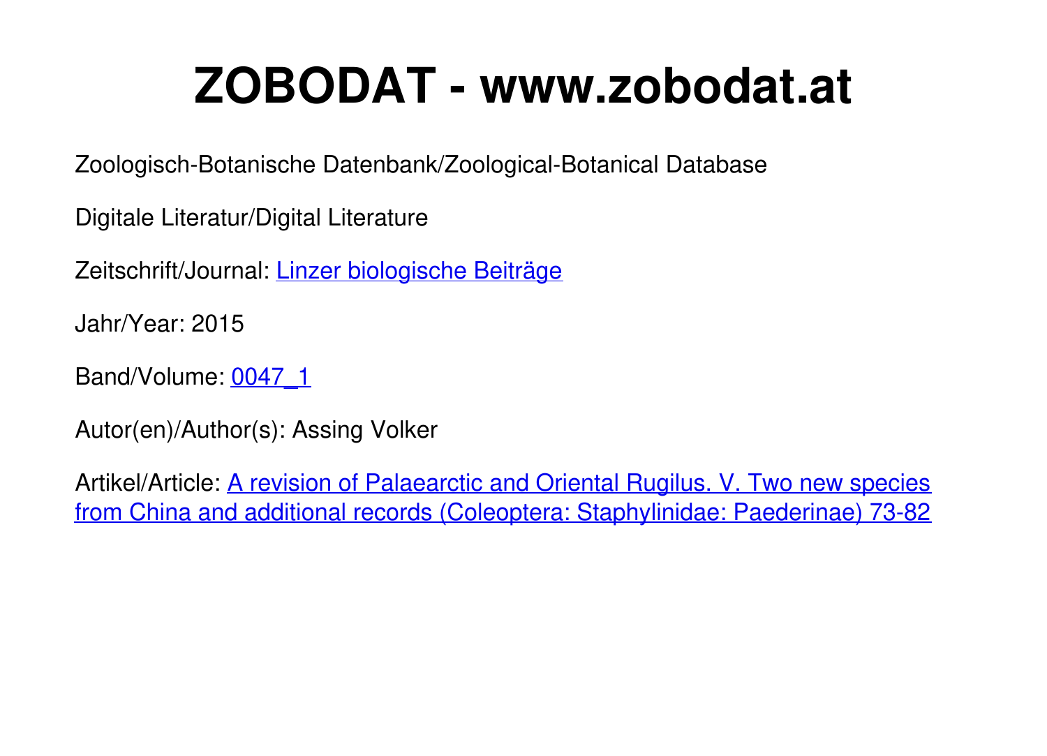# ZOBODAT - www.zobodat.at

Zoologisch-Botanische Datenbank/Zoological-Botanical Database

Digitale Literatur/Digital Literature

Zeitschrift/Journal: Linzer biologische Beiträge

Jahr/Year: 2015

Band/Volume: 0047_1

Autor(en)/Author(s): Assing Volker

Artikel/Article: A revision of Palaearctic and Oriental Rugilus. V. Two new species from China and additional records (Coleoptera: Staphylinidae: Paederinae) 73-82